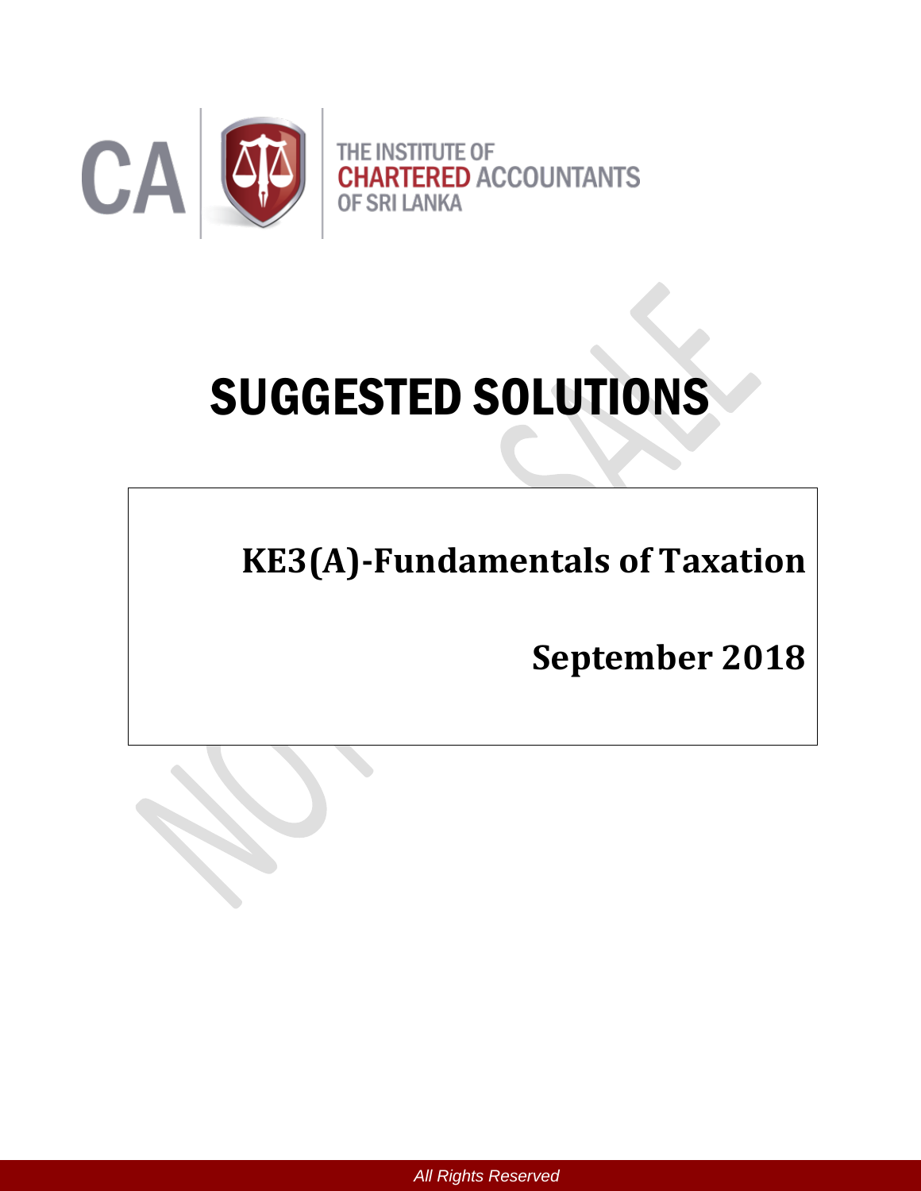THE INSTITUTE OF CHARTERED ACCOUNTANTS OF SRI LANKA

# SUGGESTED SOLUTIONS

## KE3(A)-Fundamentals of Taxation

## September 2018

*All Rights Reserved*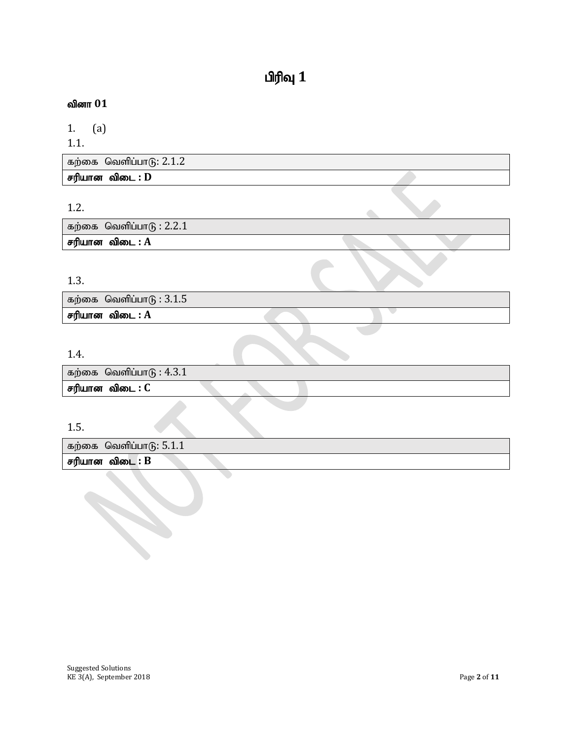# பிரிவு 1

**வினா 01**

1. (a)

1.1.

| கற்கை வெளிப்பாடு: 2.1.2 |
|---|
| **சரியான விடை : D** |

1.2.

| கற்கை வெளிப்பாடு : 2.2.1 |
|---|
| **சரியான விடை : A** |

1.3.

| கற்கை வெளிப்பாடு : 3.1.5 |
|---|
| **சரியான விடை : A** |

1.4.

| கற்கை வெளிப்பாடு : 4.3.1 |
|---|
| **சரியான விடை : C** |

1.5.

| கற்கை வெளிப்பாடு: 5.1.1 |
|---|
| **சரியான விடை : B** |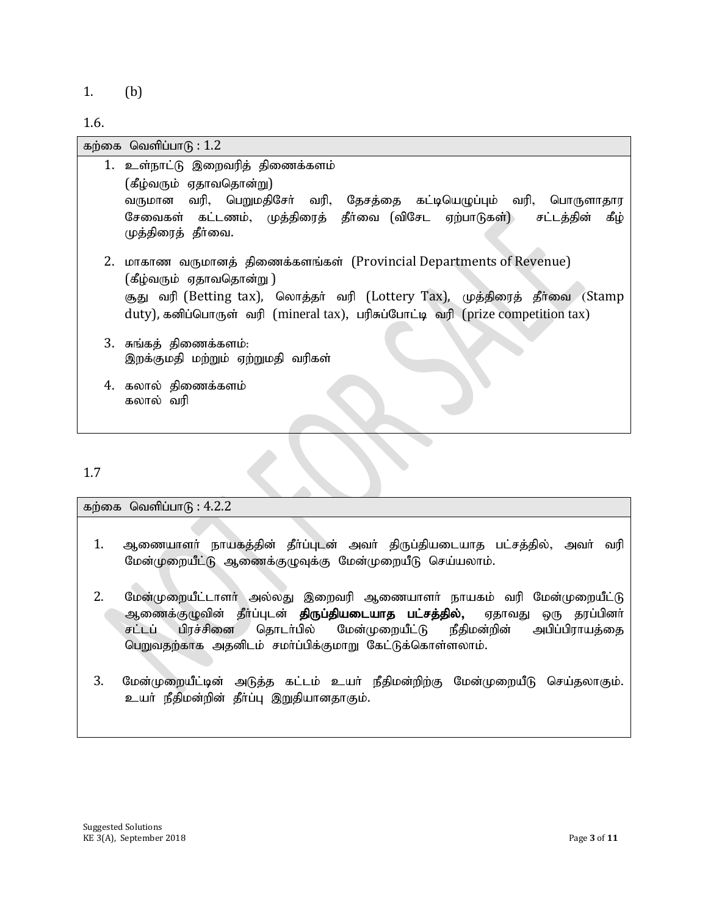1. (b)

1.6.

| கற்கை வெளிப்பாடு : 1.2 |
|---|
| 1. உள்நாட்டு இறைவரித் திணைக்களம் (கீழ்வரும் ஏதாவதொன்று)<br>வருமான வரி, பெறுமதிசேர் வரி, தேசத்தை கட்டியெழுப்பும் வரி, பொருளாதார சேவைகள் கட்டணம், முத்திரைத் தீர்வை (விசேட ஏற்பாடுகள்) சட்டத்தின் கீழ் முத்திரைத் தீர்வை.<br><br>2. மாகாண வருமானத் திணைக்களங்கள் (Provincial Departments of Revenue) (கீழ்வரும் ஏதாவதொன்று )<br>சூது வரி (Betting tax), லொத்தர் வரி (Lottery Tax), முத்திரைத் தீர்வை (Stamp duty), கனிப்பொருள் வரி (mineral tax), பரிசுப்போட்டி வரி (prize competition tax)<br><br>3. சுங்கத் திணைக்களம்:<br>இறக்குமதி மற்றும் ஏற்றுமதி வரிகள்<br><br>4. கலால் திணைக்களம்<br>கலால் வரி |

1.7

| கற்கை வெளிப்பாடு : 4.2.2 |
|---|
| 1. ஆணையாளர் நாயகத்தின் தீர்ப்புடன் அவர் திருப்தியடையாத பட்சத்தில், அவர் வரி மேன்முறையீட்டு ஆணைக்குழுவுக்கு மேன்முறையீடு செய்யலாம்.<br><br>2. மேன்முறையீட்டாளர் அல்லது இறைவரி ஆணையாளர் நாயகம் வரி மேன்முறையீட்டு ஆணைக்குழுவின் தீர்ப்புடன் **திருப்தியடையாத பட்சத்தில்,** ஏதாவது ஒரு தரப்பினர் சட்டப் பிரச்சினை தொடர்பில் மேன்முறையீட்டு நீதிமன்றின் அபிப்பிராயத்தை பெறுவதற்காக அதனிடம் சமர்ப்பிக்குமாறு கேட்டுக்கொள்ளலாம்.<br><br>3. மேன்முறையீட்டின் அடுத்த கட்டம் உயர் நீதிமன்றிற்கு மேன்முறையீடு செய்தலாகும். உயர் நீதிமன்றின் தீர்ப்பு இறுதியானதாகும். |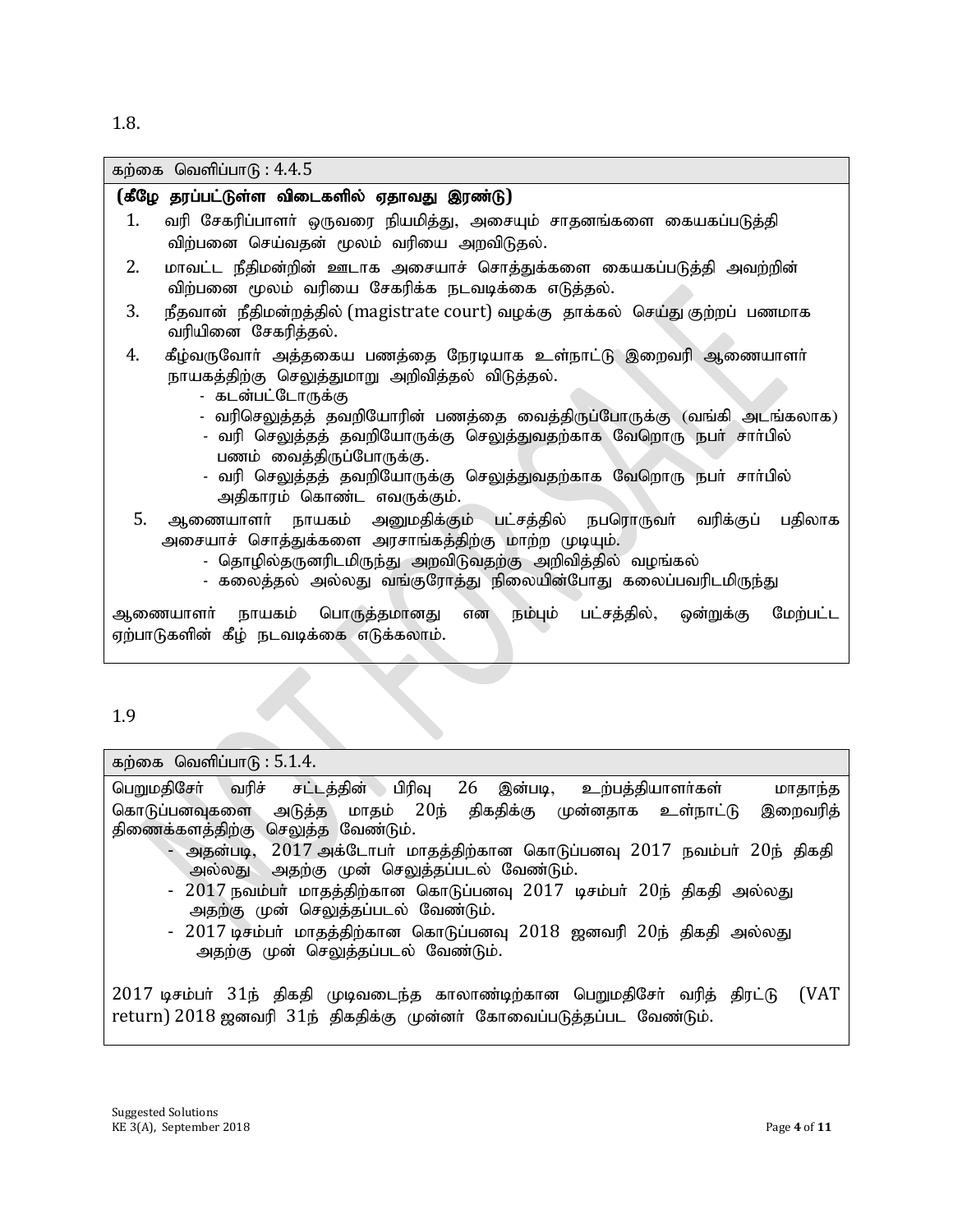1.8.

கற்கை வெளிப்பாடு : 4.4.5

**(கீழே தரப்பட்டுள்ள விடைகளில் ஏதாவது இரண்டு)**

1. வரி சேகரிப்பாளர் ஒருவரை நியமித்து, அசையும் சாதனங்களை கையகப்படுத்தி விற்பனை செய்வதன் மூலம் வரியை அறவிடுதல்.
2. மாவட்ட நீதிமன்றின் ஊடாக அசையாச் சொத்துக்களை கையகப்படுத்தி அவற்றின் விற்பனை மூலம் வரியை சேகரிக்க நடவடிக்கை எடுத்தல்.
3. நீதவான் நீதிமன்றத்தில் (magistrate court) வழக்கு தாக்கல் செய்து குற்றப் பணமாக வரியினை சேகரித்தல்.
4. கீழ்வருவோர் அத்தகைய பணத்தை நேரடியாக உள்நாட்டு இறைவரி ஆணையாளர் நாயகத்திற்கு செலுத்துமாறு அறிவித்தல் விடுத்தல்.
   - கடன்பட்டோருக்கு
   - வரிசெலுத்தத் தவறியோரின் பணத்தை வைத்திருப்போருக்கு (வங்கி அடங்கலாக)
   - வரி செலுத்தத் தவறியோருக்கு செலுத்துவதற்காக வேறொரு நபர் சார்பில் பணம் வைத்திருப்போருக்கு.
   - வரி செலுத்தத் தவறியோருக்கு செலுத்துவதற்காக வேறொரு நபர் சார்பில் அதிகாரம் கொண்ட எவருக்கும்.
5. ஆணையாளர் நாயகம் அனுமதிக்கும் பட்சத்தில் நபரொருவர் வரிக்குப் பதிலாக அசையாச் சொத்துக்களை அரசாங்கத்திற்கு மாற்ற முடியும்.
   - தொழில்தருனரிடமிருந்து அறவிடுவதற்கு அறிவித்தில் வழங்கல்
   - கலைத்தல் அல்லது வங்குரோத்து நிலையின்போது கலைப்பவரிடமிருந்து

ஆணையாளர் நாயகம் பொருத்தமானது என நம்பும் பட்சத்தில், ஒன்றுக்கு மேற்பட்ட ஏற்பாடுகளின் கீழ் நடவடிக்கை எடுக்கலாம்.

1.9

கற்கை வெளிப்பாடு : 5.1.4.

பெறுமதிசேர் வரிச் சட்டத்தின் பிரிவு 26 இன்படி, உற்பத்தியாளர்கள் மாதாந்த கொடுப்பனவுகளை அடுத்த மாதம் 20ந் திகதிக்கு முன்னதாக உள்நாட்டு இறைவரித் திணைக்களத்திற்கு செலுத்த வேண்டும்.

- அதன்படி, 2017 அக்டோபர் மாதத்திற்கான கொடுப்பனவு 2017 நவம்பர் 20ந் திகதி அல்லது அதற்கு முன் செலுத்தப்படல் வேண்டும்.
- 2017 நவம்பர் மாதத்திற்கான கொடுப்பனவு 2017 டிசம்பர் 20ந் திகதி அல்லது அதற்கு முன் செலுத்தப்படல் வேண்டும்.
- 2017 டிசம்பர் மாதத்திற்கான கொடுப்பனவு 2018 ஜனவரி 20ந் திகதி அல்லது அதற்கு முன் செலுத்தப்படல் வேண்டும்.

2017 டிசம்பர் 31ந் திகதி முடிவடைந்த காலாண்டிற்கான பெறுமதிசேர் வரித் திரட்டு (VAT return) 2018 ஜனவரி 31ந் திகதிக்கு முன்னர் கோவைப்படுத்தப்பட வேண்டும்.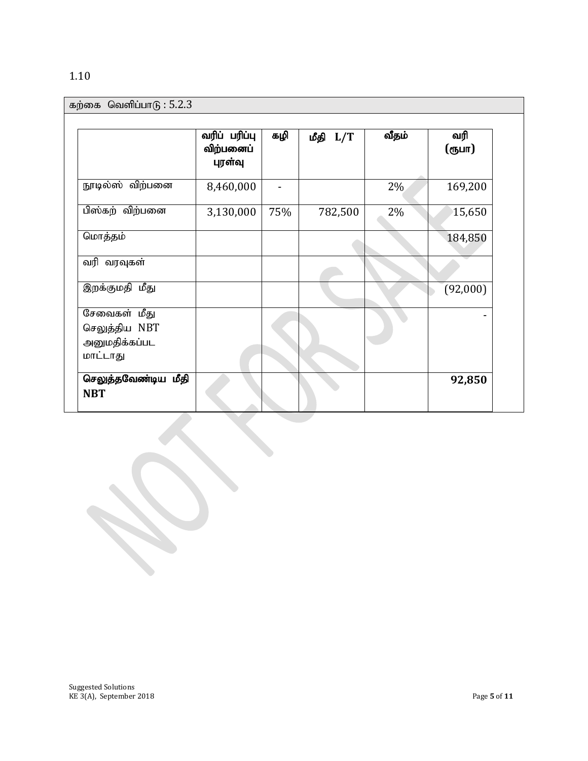1.10

கற்கை வெளிப்பாடு : 5.2.3

| | வரிப் பரிப்பு விற்பனைப் புரள்வு | கழி | மீதி L/T | வீதம் | வரி (ரூபா) |
|---|---|---|---|---|---|
| நூடில்ஸ் விற்பனை | 8,460,000 | - | | 2% | 169,200 |
| பிஸ்கற் விற்பனை | 3,130,000 | 75% | 782,500 | 2% | 15,650 |
| மொத்தம் | | | | | 184,850 |
| வரி வரவுகள் | | | | | |
| இறக்குமதி மீது | | | | | (92,000) |
| சேவைகள் மீது செலுத்திய NBT அனுமதிக்கப்பட மாட்டாது | | | | | - |
| **செலுத்தவேண்டிய மீதி NBT** | | | | | **92,850** |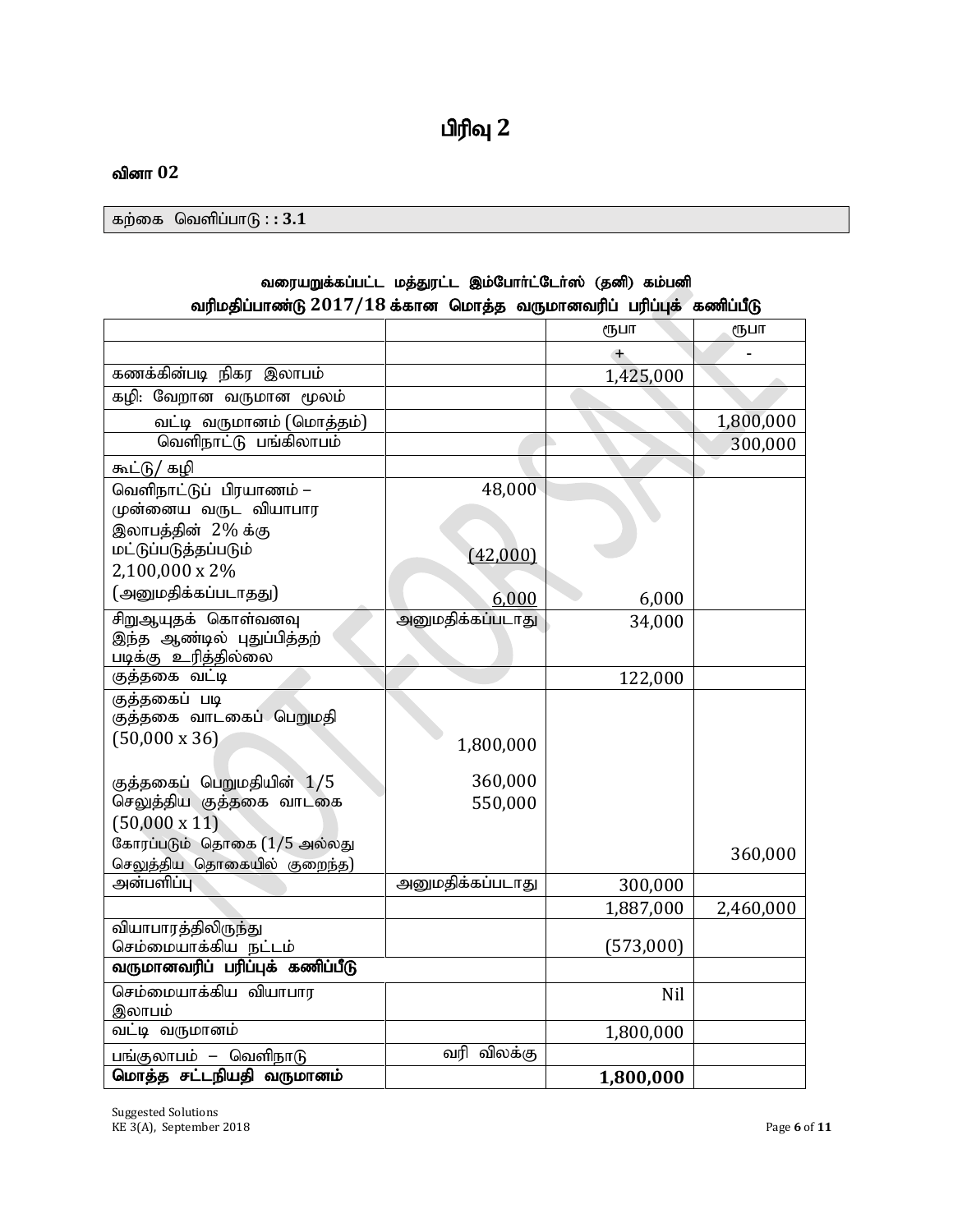# பிரிவு 2

### வினா 02

| கற்கை வெளிப்பாடு : : 3.1 |
|---|

**வரையறுக்கப்பட்ட மத்துரட்ட இம்போர்ட்டேர்ஸ் (தனி) கம்பனி**
**வரிமதிப்பாண்டு 2017/18 க்கான மொத்த வருமானவரிப் பரிப்புக் கணிப்பீடு**

| | | ரூபா | ரூபா |
|---|---|---|---|
| | | + | - |
| கணக்கின்படி நிகர இலாபம் | | 1,425,000 | |
| கழி: வேறான வருமான மூலம் | | | |
| வட்டி வருமானம் (மொத்தம்) | | | 1,800,000 |
| வெளிநாட்டு பங்கிலாபம் | | | 300,000 |
| கூட்டு/ கழி | | | |
| வெளிநாட்டுப் பிரயாணம் – முன்னைய வருட வியாபார இலாபத்தின் 2% க்கு மட்டுப்படுத்தப்படும் 2,100,000 x 2% (அனுமதிக்கப்படாதது) | 48,000<br>(42,000)<br>6,000 | 6,000 | |
| சிறுஆயுதக் கொள்வனவு இந்த ஆண்டில் புதுப்பித்தற் படிக்கு உரித்தில்லை | அனுமதிக்கப்படாது | 34,000 | |
| குத்தகை வட்டி | | 122,000 | |
| குத்தகைப் படி<br>குத்தகை வாடகைப் பெறுமதி (50,000 x 36)<br>குத்தகைப் பெறுமதியின் 1/5<br>செலுத்திய குத்தகை வாடகை (50,000 x 11)<br>கோரப்படும் தொகை (1/5 அல்லது செலுத்திய தொகையில் குறைந்த) | 1,800,000<br>360,000<br>550,000 | | 360,000 |
| அன்பளிப்பு | அனுமதிக்கப்படாது | 300,000 | |
| | | 1,887,000 | 2,460,000 |
| வியாபாரத்திலிருந்து செம்மையாக்கிய நட்டம் | | (573,000) | |
| **வருமானவரிப் பரிப்புக் கணிப்பீடு** | | | |
| செம்மையாக்கிய வியாபார இலாபம் | | Nil | |
| வட்டி வருமானம் | | 1,800,000 | |
| பங்குலாபம் – வெளிநாடு | வரி விலக்கு | | |
| **மொத்த சட்டநியதி வருமானம்** | | **1,800,000** | |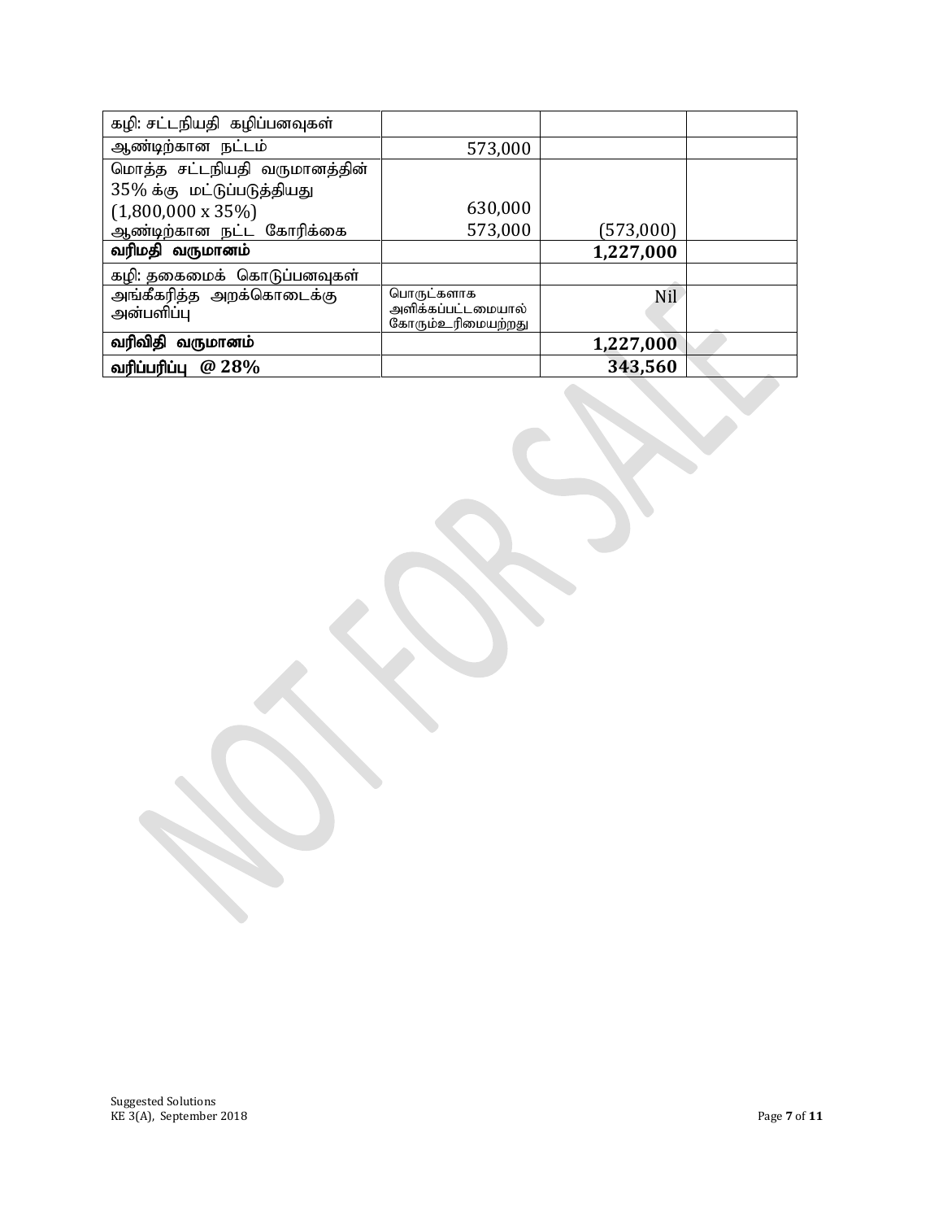| | | | |
|---|---|---|---|
| கழி: சட்டநியதி கழிப்பனவுகள் | | | |
| ஆண்டிற்கான நட்டம் | 573,000 | | |
| மொத்த சட்டநியதி வருமானத்தின் 35% க்கு மட்டுப்படுத்தியது (1,800,000 x 35%) | 630,000 | | |
| ஆண்டிற்கான நட்ட கோரிக்கை | 573,000 | (573,000) | |
| **வரிமதி வருமானம்** | | **1,227,000** | |
| கழி: தகைமைக் கொடுப்பனவுகள் | | | |
| அங்கீகரித்த அறக்கொடைக்கு அன்பளிப்பு | பொருட்களாக அளிக்கப்பட்டமையால் கோரும்உரிமையற்றது | Nil | |
| **வரிவிதி வருமானம்** | | **1,227,000** | |
| **வரிப்பரிப்பு @ 28%** | | **343,560** | |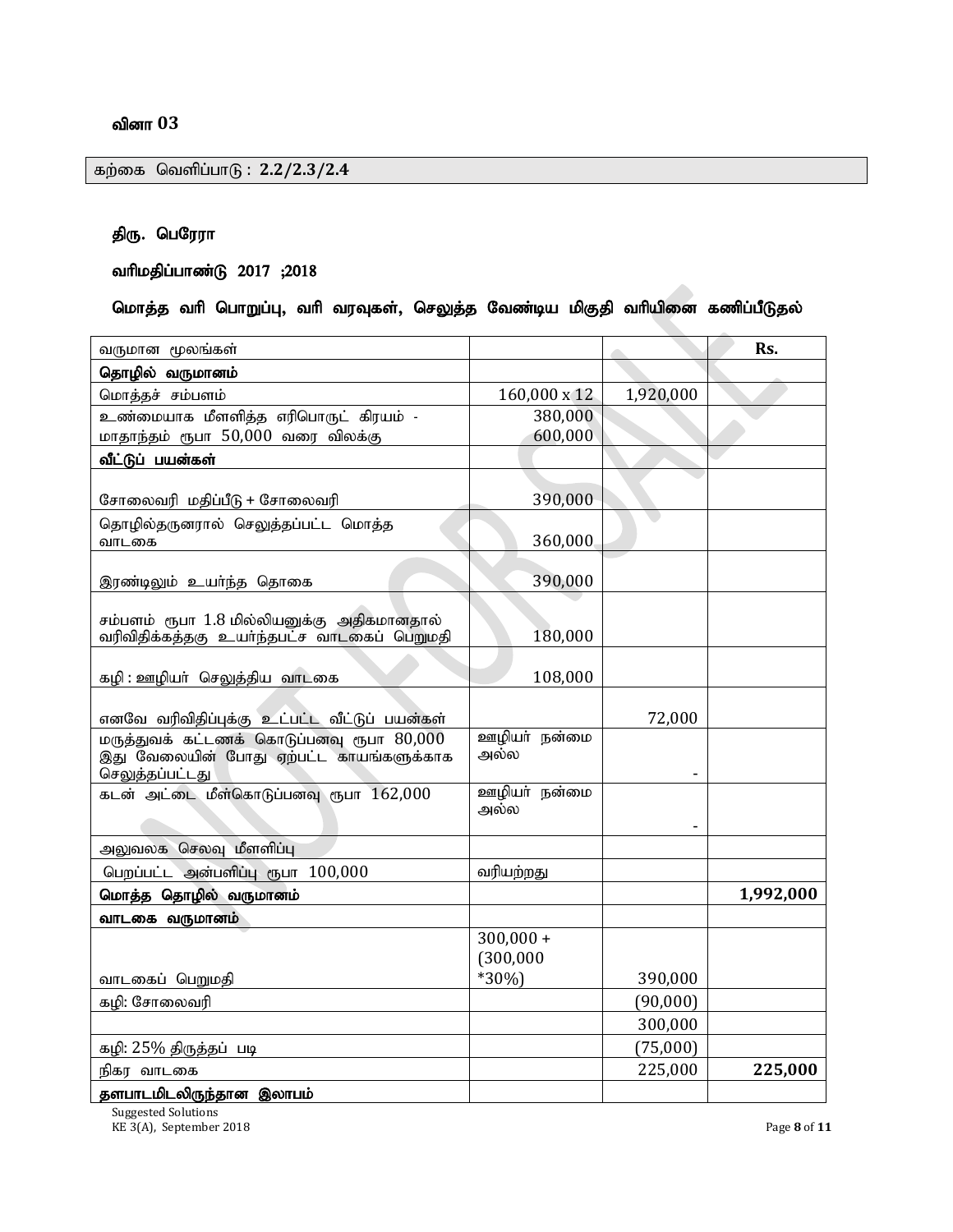### வினா 03

கற்கை வெளிப்பாடு : **2.2/2.3/2.4**

### திரு. பெரேரா

### வரிமதிப்பாண்டு 2017 ;2018

### மொத்த வரி பொறுப்பு, வரி வரவுகள், செலுத்த வேண்டிய மிகுதி வரியினை கணிப்பீடுதல்

| வருமான மூலங்கள் | | | Rs. |
|---|---|---|---|
| **தொழில் வருமானம்** | | | |
| மொத்தச் சம்பளம் | 160,000 x 12 | 1,920,000 | |
| உண்மையாக மீளளித்த எரிபொருட் கிரயம் - மாதாந்தம் ரூபா 50,000 வரை விலக்கு | 380,000<br>600,000 | | |
| **வீட்டுப் பயன்கள்** | | | |
| சோலைவரி மதிப்பீடு + சோலைவரி | 390,000 | | |
| தொழில்தருனரால் செலுத்தப்பட்ட மொத்த வாடகை | 360,000 | | |
| இரண்டிலும் உயர்ந்த தொகை | 390,000 | | |
| சம்பளம் ரூபா 1.8 மில்லியனுக்கு அதிகமானதால் வரிவிதிக்கத்தகு உயர்ந்தபட்ச வாடகைப் பெறுமதி | 180,000 | | |
| கழி : ஊழியர் செலுத்திய வாடகை | 108,000 | | |
| எனவே வரிவிதிப்புக்கு உட்பட்ட வீட்டுப் பயன்கள் | | 72,000 | |
| மருத்துவக் கட்டணக் கொடுப்பனவு ரூபா 80,000 இது வேலையின் போது ஏற்பட்ட காயங்களுக்காக செலுத்தப்பட்டது | ஊழியர் நன்மை அல்ல | - | |
| கடன் அட்டை மீள்கொடுப்பனவு ரூபா 162,000 | ஊழியர் நன்மை அல்ல | - | |
| அலுவலக செலவு மீளளிப்பு | | | |
| பெறப்பட்ட அன்பளிப்பு ரூபா 100,000 | வரியற்றது | | |
| **மொத்த தொழில் வருமானம்** | | | **1,992,000** |
| **வாடகை வருமானம்** | | | |
| வாடகைப் பெறுமதி | 300,000 + (300,000 *30%) | 390,000 | |
| கழி: சோலைவரி | | (90,000) | |
| | | 300,000 | |
| கழி: 25% திருத்தப் படி | | (75,000) | |
| நிகர வாடகை | | 225,000 | **225,000** |
| **தளபாடமிடலிருந்தான இலாபம்** | | | |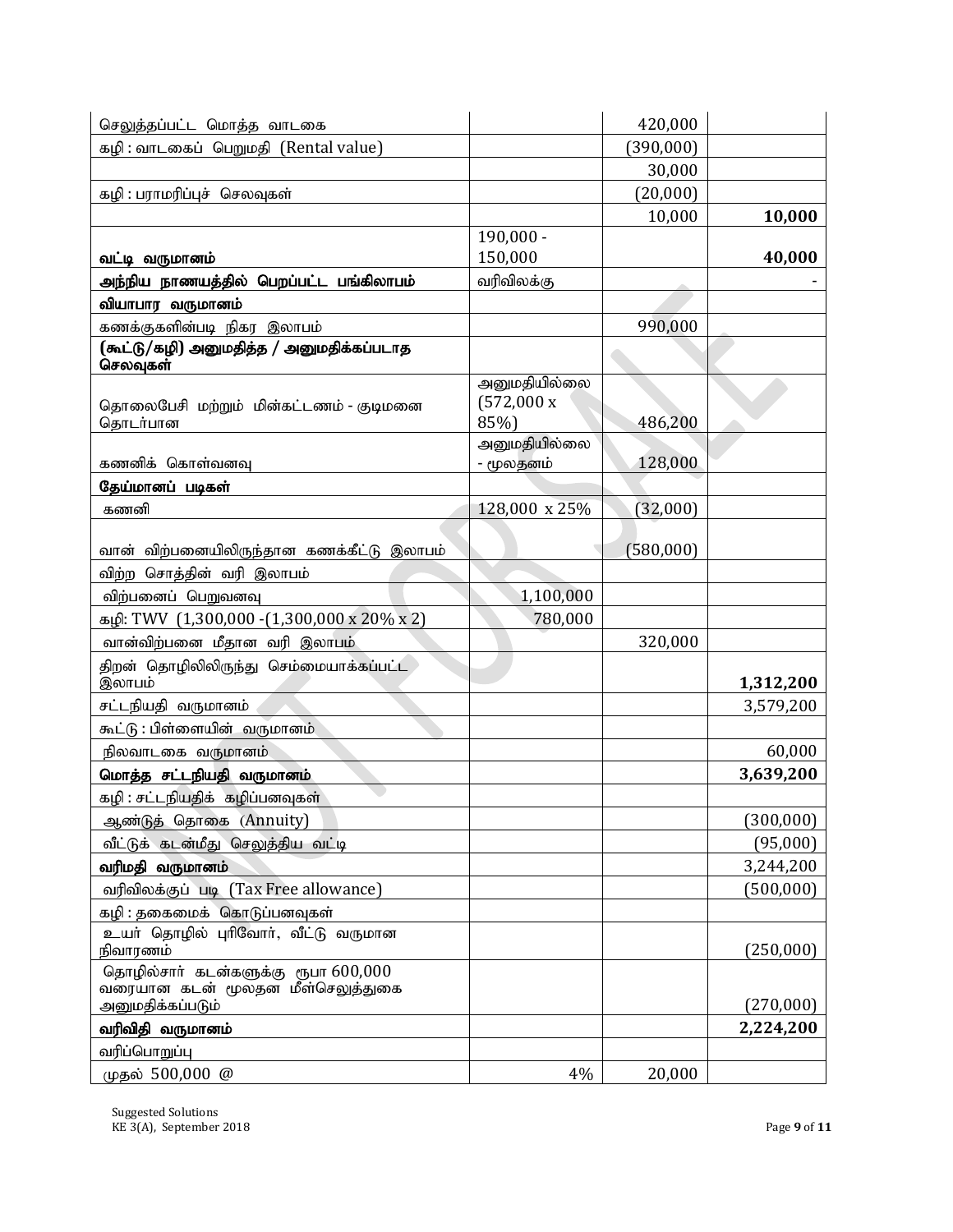| | | | |
|---|---|---|---|
| செலுத்தப்பட்ட மொத்த வாடகை | | 420,000 | |
| கழி : வாடகைப் பெறுமதி (Rental value) | | (390,000) | |
| | | 30,000 | |
| கழி : பராமரிப்புச் செலவுகள் | | (20,000) | |
| | | 10,000 | **10,000** |
| **வட்டி வருமானம்** | 190,000 - 150,000 | | **40,000** |
| **அந்நிய நாணயத்தில் பெறப்பட்ட பங்கிலாபம்** | வரிவிலக்கு | | - |
| **வியாபார வருமானம்** | | | |
| கணக்குகளின்படி நிகர இலாபம் | | 990,000 | |
| **(கூட்டு/கழி) அனுமதித்த / அனுமதிக்கப்படாத செலவுகள்** | | | |
| தொலைபேசி மற்றும் மின்கட்டணம் - குடிமனை தொடர்பான | அனுமதியில்லை (572,000 x 85%) | 486,200 | |
| கணனிக் கொள்வனவு | அனுமதியில்லை - மூலதனம் | 128,000 | |
| **தேய்மானப் படிகள்** | | | |
| கணனி | 128,000 x 25% | (32,000) | |
| வான் விற்பனையிலிருந்தான கணக்கீட்டு இலாபம் | | (580,000) | |
| விற்ற சொத்தின் வரி இலாபம் | | | |
| விற்பனைப் பெறுவனவு | 1,100,000 | | |
| கழி: TWV (1,300,000 -(1,300,000 x 20% x 2) | 780,000 | | |
| வான்விற்பனை மீதான வரி இலாபம் | | 320,000 | |
| திறன் தொழிலிலிருந்து செம்மையாக்கப்பட்ட இலாபம் | | | **1,312,200** |
| சட்டநியதி வருமானம் | | | 3,579,200 |
| கூட்டு : பிள்ளையின் வருமானம் | | | |
| நிலவாடகை வருமானம் | | | 60,000 |
| **மொத்த சட்டநியதி வருமானம்** | | | **3,639,200** |
| கழி : சட்டநியதிக் கழிப்பனவுகள் | | | |
| ஆண்டுத் தொகை (Annuity) | | | (300,000) |
| வீட்டுக் கடன்மீது செலுத்திய வட்டி | | | (95,000) |
| **வரிமதி வருமானம்** | | | 3,244,200 |
| வரிவிலக்குப் படி (Tax Free allowance) | | | (500,000) |
| கழி : தகைமைக் கொடுப்பனவுகள் | | | |
| உயர் தொழில் புரிவோர், வீட்டு வருமான நிவாரணம் | | | (250,000) |
| தொழில்சார் கடன்களுக்கு ரூபா 600,000 வரையான கடன் மூலதன மீள்செலுத்துகை அனுமதிக்கப்படும் | | | (270,000) |
| **வரிவிதி வருமானம்** | | | **2,224,200** |
| வரிப்பொறுப்பு | | | |
| முதல் 500,000 @ | 4% | 20,000 | |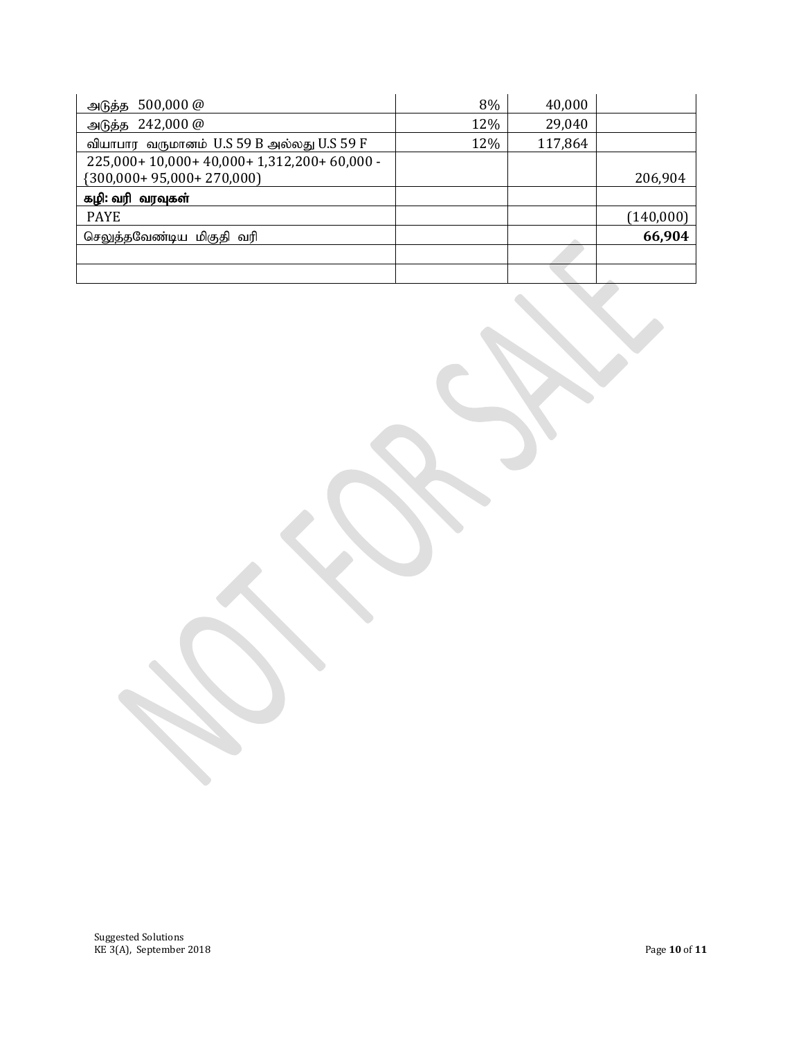| | | | |
|---|---|---|---|
| அடுத்த 500,000 @ | 8% | 40,000 | |
| அடுத்த 242,000 @ | 12% | 29,040 | |
| வியாபார வருமானம் U.S 59 B அல்லது U.S 59 F | 12% | 117,864 | |
| 225,000+ 10,000+ 40,000+ 1,312,200+ 60,000 - {300,000+ 95,000+ 270,000) | | | 206,904 |
| **கழி: வரி வரவுகள்** | | | |
| PAYE | | | (140,000) |
| செலுத்தவேண்டிய மிகுதி வரி | | | **66,904** |
| | | | |
| | | | |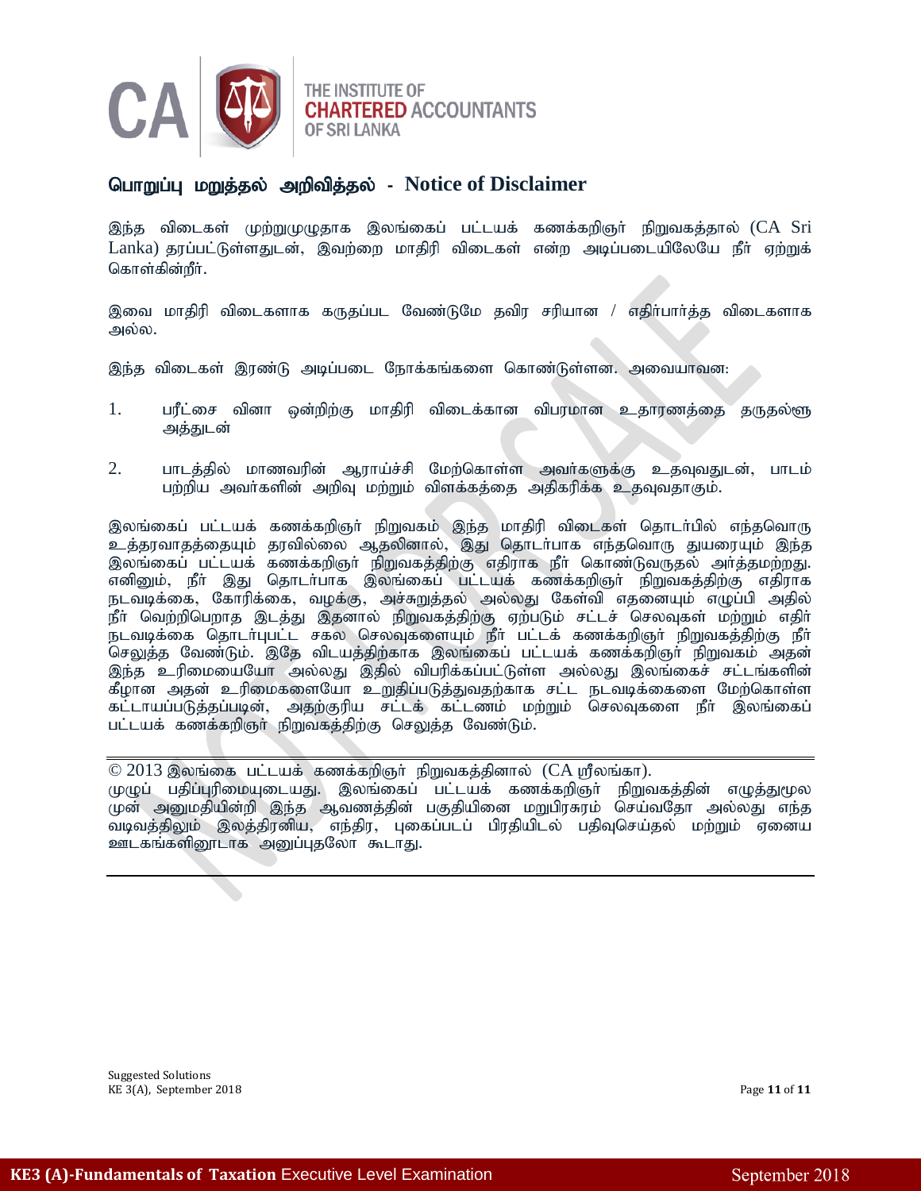## பொறுப்பு மறுத்தல் அறிவித்தல் - Notice of Disclaimer

இந்த விடைகள் முற்றுமுழுதாக இலங்கைப் பட்டயக் கணக்கறிஞர் நிறுவகத்தால் (CA Sri Lanka) தரப்பட்டுள்ளதுடன், இவற்றை மாதிரி விடைகள் என்ற அடிப்படையிலேயே நீர் ஏற்றுக் கொள்கின்றீர்.

இவை மாதிரி விடைகளாக கருதப்பட வேண்டுமே தவிர சரியான / எதிர்பார்த்த விடைகளாக அல்ல.

இந்த விடைகள் இரண்டு அடிப்படை நோக்கங்களை கொண்டுள்ளன. அவையாவன:

1. பரீட்சை வினா ஒன்றிற்கு மாதிரி விடைக்கான விபரமான உதாரணத்தை தருதல்ளு அத்துடன்

2. பாடத்தில் மாணவரின் ஆராய்ச்சி மேற்கொள்ள அவர்களுக்கு உதவுவதுடன், பாடம் பற்றிய அவர்களின் அறிவு மற்றும் விளக்கத்தை அதிகரிக்க உதவுவதாகும்.

இலங்கைப் பட்டயக் கணக்கறிஞர் நிறுவகம் இந்த மாதிரி விடைகள் தொடர்பில் எந்தவொரு உத்தரவாதத்தையும் தரவில்லை ஆதலினால், இது தொடர்பாக எந்தவொரு துயரையும் இந்த இலங்கைப் பட்டயக் கணக்கறிஞர் நிறுவகத்திற்கு எதிராக நீர் கொண்டுவருதல் அர்த்தமற்றது. எனினும், நீர் இது தொடர்பாக இலங்கைப் பட்டயக் கணக்கறிஞர் நிறுவகத்திற்கு எதிராக நடவடிக்கை, கோரிக்கை, வழக்கு, அச்சுறுத்தல் அல்லது கேள்வி எதனையும் எழுப்பி அதில் நீர் வெற்றிபெறாத இடத்து இதனால் நிறுவகத்திற்கு ஏற்படும் சட்டச் செலவுகள் மற்றும் எதிர் நடவடிக்கை தொடர்புபட்ட சகல செலவுகளையும் நீர் பட்டக் கணக்கறிஞர் நிறுவகத்திற்கு நீர் செலுத்த வேண்டும். இதே விடயத்திற்காக இலங்கைப் பட்டயக் கணக்கறிஞர் நிறுவகம் அதன் இந்த உரிமையையோ அல்லது இதில் விபரிக்கப்பட்டுள்ள அல்லது இலங்கைச் சட்டங்களின் கீழான அதன் உரிமைகளையோ உறுதிப்படுத்துவதற்காக சட்ட நடவடிக்கைளை மேற்கொள்ள கட்டாயப்படுத்தப்படின், அதற்குரிய சட்டக் கட்டணம் மற்றும் செலவுகளை நீர் இலங்கைப் பட்டயக் கணக்கறிஞர் நிறுவகத்திற்கு செலுத்த வேண்டும்.

---

© 2013 இலங்கை பட்டயக் கணக்கறிஞர் நிறுவகத்தினால் (CA ஸ்ரீலங்கா).
முழுப் பதிப்புரிமையுடையது. இலங்கைப் பட்டயக் கணக்கறிஞர் நிறுவகத்தின் எழுத்துமூல முன் அனுமதியின்றி இந்த ஆவணத்தின் பகுதியினை மறுபிரசுரம் செய்வதோ அல்லது எந்த வடிவத்திலும் இலத்திரனிய, எந்திர, புகைப்படப் பிரதியிடல் பதிவுசெய்தல் மற்றும் ஏனைய ஊடகங்களினூடாக அனுப்புதலோ கூடாது.